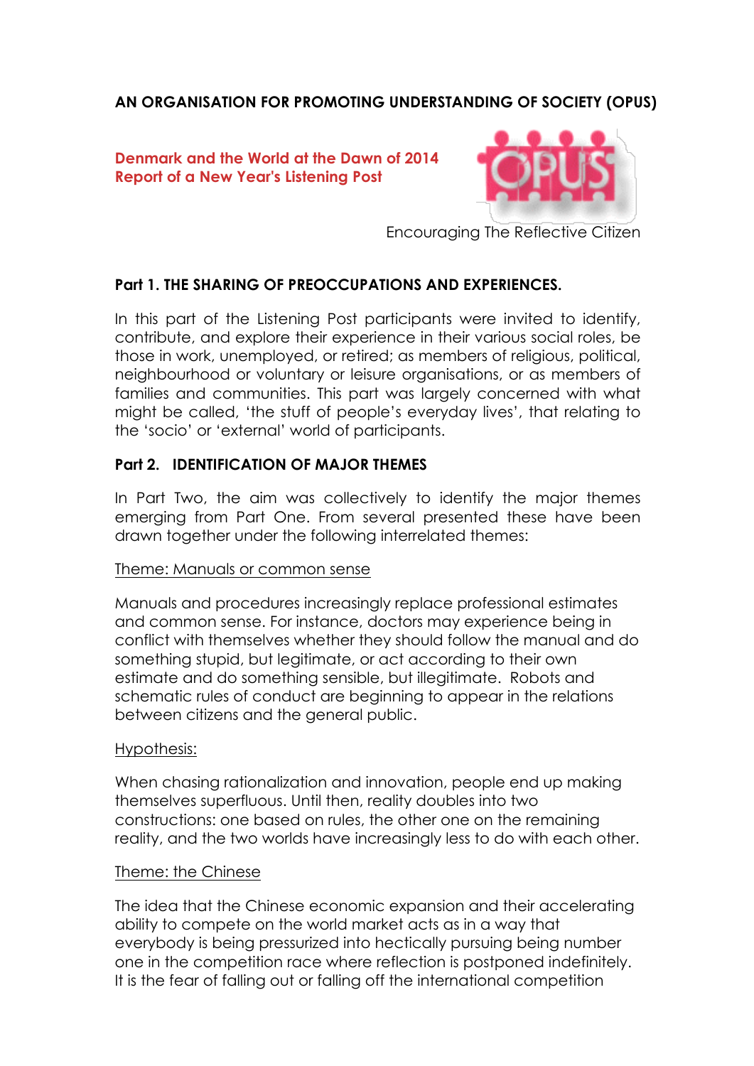**AN ORGANISATION FOR PROMOTING UNDERSTANDING OF SOCIETY (OPUS)**

**Denmark and the World at the Dawn of 2014**
**Report of a New Year's Listening Post**

Encouraging The Reflective Citizen

## Part 1. THE SHARING OF PREOCCUPATIONS AND EXPERIENCES.

In this part of the Listening Post participants were invited to identify, contribute, and explore their experience in their various social roles, be those in work, unemployed, or retired; as members of religious, political, neighbourhood or voluntary or leisure organisations, or as members of families and communities. This part was largely concerned with what might be called, 'the stuff of people's everyday lives', that relating to the 'socio' or 'external' world of participants.

## Part 2. IDENTIFICATION OF MAJOR THEMES

In Part Two, the aim was collectively to identify the major themes emerging from Part One. From several presented these have been drawn together under the following interrelated themes:

<u>Theme: Manuals or common sense</u>

Manuals and procedures increasingly replace professional estimates and common sense. For instance, doctors may experience being in conflict with themselves whether they should follow the manual and do something stupid, but legitimate, or act according to their own estimate and do something sensible, but illegitimate. Robots and schematic rules of conduct are beginning to appear in the relations between citizens and the general public.

<u>Hypothesis:</u>

When chasing rationalization and innovation, people end up making themselves superfluous. Until then, reality doubles into two constructions: one based on rules, the other one on the remaining reality, and the two worlds have increasingly less to do with each other.

<u>Theme: the Chinese</u>

The idea that the Chinese economic expansion and their accelerating ability to compete on the world market acts as in a way that everybody is being pressurized into hectically pursuing being number one in the competition race where reflection is postponed indefinitely. It is the fear of falling out or falling off the international competition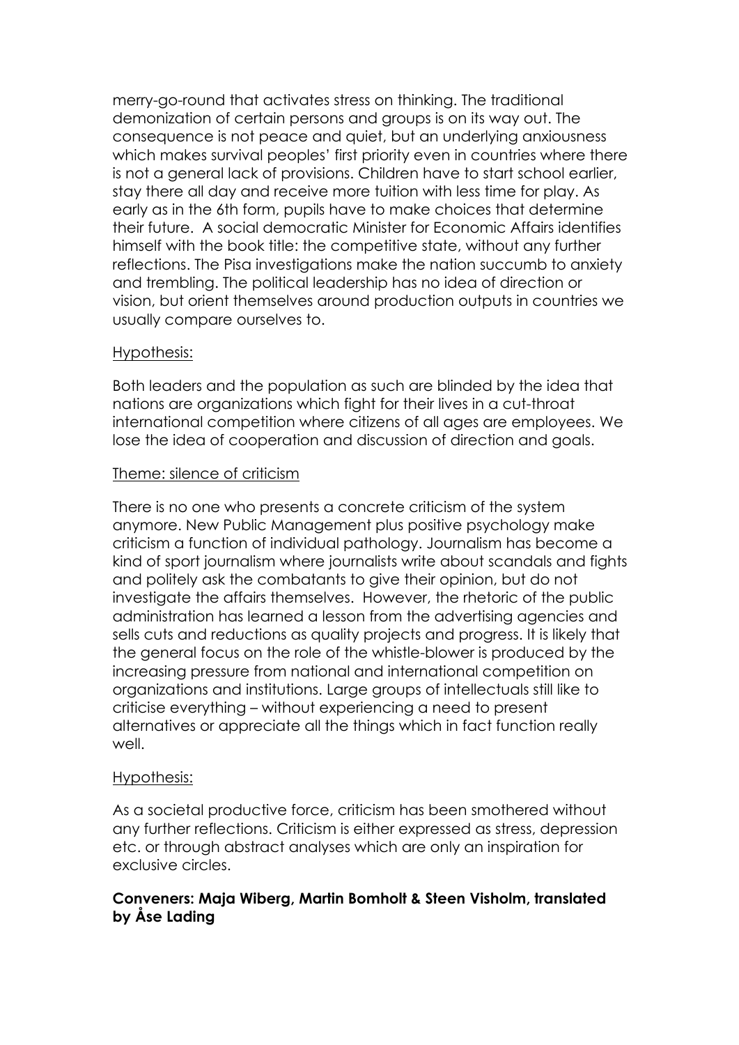merry-go-round that activates stress on thinking. The traditional demonization of certain persons and groups is on its way out. The consequence is not peace and quiet, but an underlying anxiousness which makes survival peoples' first priority even in countries where there is not a general lack of provisions. Children have to start school earlier, stay there all day and receive more tuition with less time for play. As early as in the 6th form, pupils have to make choices that determine their future. A social democratic Minister for Economic Affairs identifies himself with the book title: the competitive state, without any further reflections. The Pisa investigations make the nation succumb to anxiety and trembling. The political leadership has no idea of direction or vision, but orient themselves around production outputs in countries we usually compare ourselves to.

Hypothesis:

Both leaders and the population as such are blinded by the idea that nations are organizations which fight for their lives in a cut-throat international competition where citizens of all ages are employees. We lose the idea of cooperation and discussion of direction and goals.

Theme: silence of criticism

There is no one who presents a concrete criticism of the system anymore. New Public Management plus positive psychology make criticism a function of individual pathology. Journalism has become a kind of sport journalism where journalists write about scandals and fights and politely ask the combatants to give their opinion, but do not investigate the affairs themselves. However, the rhetoric of the public administration has learned a lesson from the advertising agencies and sells cuts and reductions as quality projects and progress. It is likely that the general focus on the role of the whistle-blower is produced by the increasing pressure from national and international competition on organizations and institutions. Large groups of intellectuals still like to criticise everything – without experiencing a need to present alternatives or appreciate all the things which in fact function really well.

Hypothesis:

As a societal productive force, criticism has been smothered without any further reflections. Criticism is either expressed as stress, depression etc. or through abstract analyses which are only an inspiration for exclusive circles.

**Conveners: Maja Wiberg, Martin Bomholt & Steen Visholm, translated by Åse Lading**